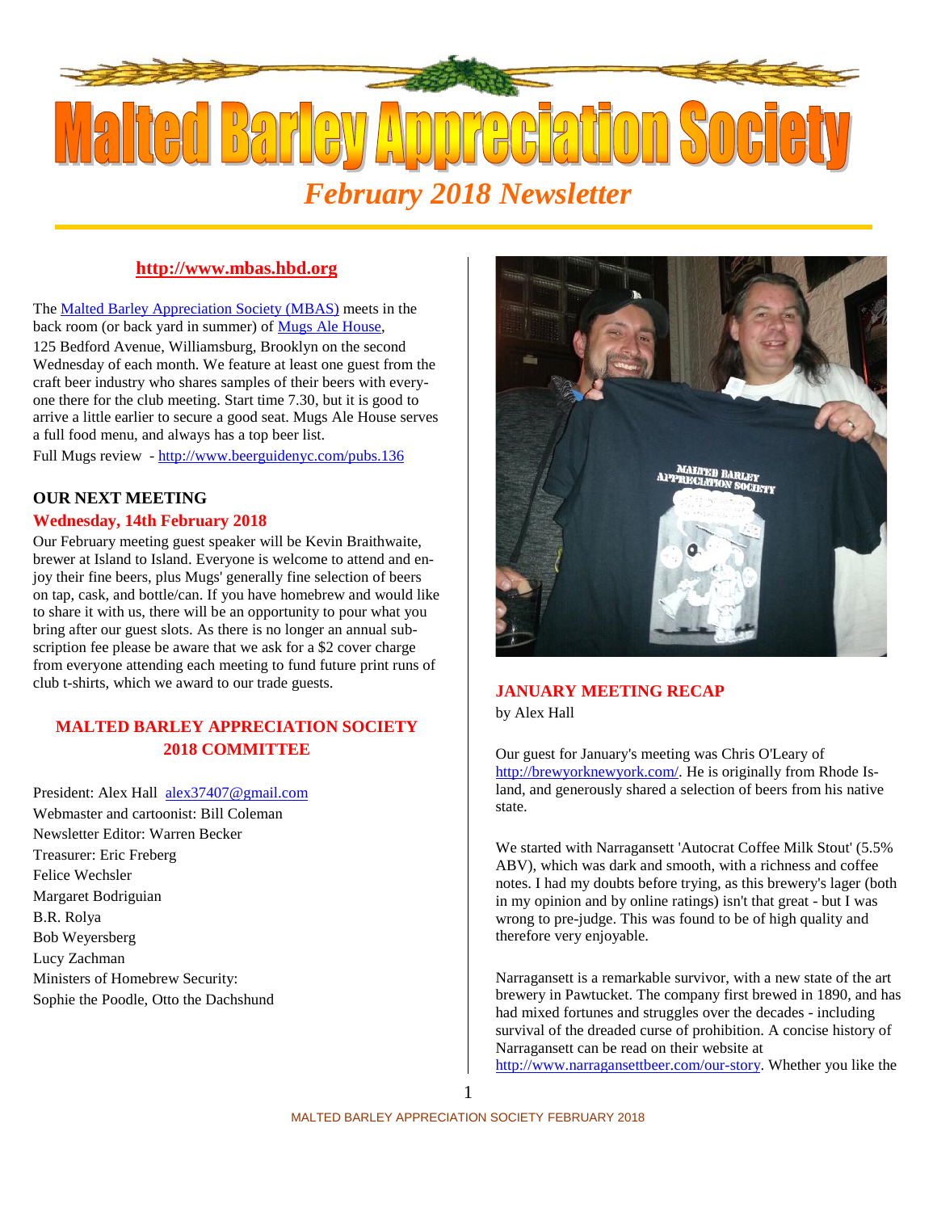# Malted Barley Appreciation Society

## *February 2018 Newsletter*

**http://www.mbas.hbd.org**

The Malted Barley Appreciation Society (MBAS) meets in the back room (or back yard in summer) of Mugs Ale House, 125 Bedford Avenue, Williamsburg, Brooklyn on the second Wednesday of each month. We feature at least one guest from the craft beer industry who shares samples of their beers with everyone there for the club meeting. Start time 7.30, but it is good to arrive a little earlier to secure a good seat. Mugs Ale House serves a full food menu, and always has a top beer list.

Full Mugs review - http://www.beerguidenyc.com/pubs.136

### OUR NEXT MEETING

**Wednesday, 14th February 2018**

Our February meeting guest speaker will be Kevin Braithwaite, brewer at Island to Island. Everyone is welcome to attend and enjoy their fine beers, plus Mugs' generally fine selection of beers on tap, cask, and bottle/can. If you have homebrew and would like to share it with us, there will be an opportunity to pour what you bring after our guest slots. As there is no longer an annual subscription fee please be aware that we ask for a $2 cover charge from everyone attending each meeting to fund future print runs of club t-shirts, which we award to our trade guests.

### MALTED BARLEY APPRECIATION SOCIETY 2018 COMMITTEE

President: Alex Hall alex37407@gmail.com
Webmaster and cartoonist: Bill Coleman
Newsletter Editor: Warren Becker
Treasurer: Eric Freberg
Felice Wechsler
Margaret Bodriguian
B.R. Rolya
Bob Weyersberg
Lucy Zachman
Ministers of Homebrew Security:
Sophie the Poodle, Otto the Dachshund

### JANUARY MEETING RECAP

by Alex Hall

Our guest for January's meeting was Chris O'Leary of http://brewyorknewyork.com/. He is originally from Rhode Island, and generously shared a selection of beers from his native state.

We started with Narragansett 'Autocrat Coffee Milk Stout' (5.5% ABV), which was dark and smooth, with a richness and coffee notes. I had my doubts before trying, as this brewery's lager (both in my opinion and by online ratings) isn't that great - but I was wrong to pre-judge. This was found to be of high quality and therefore very enjoyable.

Narragansett is a remarkable survivor, with a new state of the art brewery in Pawtucket. The company first brewed in 1890, and has had mixed fortunes and struggles over the decades - including survival of the dreaded curse of prohibition. A concise history of Narragansett can be read on their website at http://www.narragansettbeer.com/our-story. Whether you like the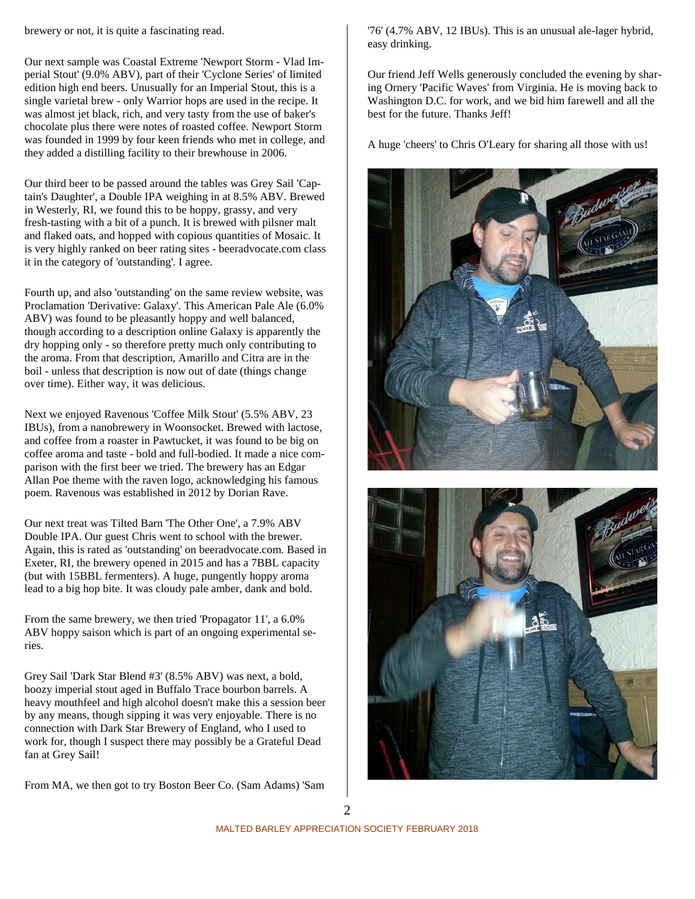brewery or not, it is quite a fascinating read.

Our next sample was Coastal Extreme 'Newport Storm - Vlad Imperial Stout' (9.0% ABV), part of their 'Cyclone Series' of limited edition high end beers. Unusually for an Imperial Stout, this is a single varietal brew - only Warrior hops are used in the recipe. It was almost jet black, rich, and very tasty from the use of baker's chocolate plus there were notes of roasted coffee. Newport Storm was founded in 1999 by four keen friends who met in college, and they added a distilling facility to their brewhouse in 2006.

Our third beer to be passed around the tables was Grey Sail 'Captain's Daughter', a Double IPA weighing in at 8.5% ABV. Brewed in Westerly, RI, we found this to be hoppy, grassy, and very fresh-tasting with a bit of a punch. It is brewed with pilsner malt and flaked oats, and hopped with copious quantities of Mosaic. It is very highly ranked on beer rating sites - beeradvocate.com class it in the category of 'outstanding'. I agree.

Fourth up, and also 'outstanding' on the same review website, was Proclamation 'Derivative: Galaxy'. This American Pale Ale (6.0% ABV) was found to be pleasantly hoppy and well balanced, though according to a description online Galaxy is apparently the dry hopping only - so therefore pretty much only contributing to the aroma. From that description, Amarillo and Citra are in the boil - unless that description is now out of date (things change over time). Either way, it was delicious.

Next we enjoyed Ravenous 'Coffee Milk Stout' (5.5% ABV, 23 IBUs), from a nanobrewery in Woonsocket. Brewed with lactose, and coffee from a roaster in Pawtucket, it was found to be big on coffee aroma and taste - bold and full-bodied. It made a nice comparison with the first beer we tried. The brewery has an Edgar Allan Poe theme with the raven logo, acknowledging his famous poem. Ravenous was established in 2012 by Dorian Rave.

Our next treat was Tilted Barn 'The Other One', a 7.9% ABV Double IPA. Our guest Chris went to school with the brewer. Again, this is rated as 'outstanding' on beeradvocate.com. Based in Exeter, RI, the brewery opened in 2015 and has a 7BBL capacity (but with 15BBL fermenters). A huge, pungently hoppy aroma lead to a big hop bite. It was cloudy pale amber, dank and bold.

From the same brewery, we then tried 'Propagator 11', a 6.0% ABV hoppy saison which is part of an ongoing experimental series.

Grey Sail 'Dark Star Blend #3' (8.5% ABV) was next, a bold, boozy imperial stout aged in Buffalo Trace bourbon barrels. A heavy mouthfeel and high alcohol doesn't make this a session beer by any means, though sipping it was very enjoyable. There is no connection with Dark Star Brewery of England, who I used to work for, though I suspect there may possibly be a Grateful Dead fan at Grey Sail!

From MA, we then got to try Boston Beer Co. (Sam Adams) 'Sam '76' (4.7% ABV, 12 IBUs). This is an unusual ale-lager hybrid, easy drinking.

Our friend Jeff Wells generously concluded the evening by sharing Ornery 'Pacific Waves' from Virginia. He is moving back to Washington D.C. for work, and we bid him farewell and all the best for the future. Thanks Jeff!

A huge 'cheers' to Chris O'Leary for sharing all those with us!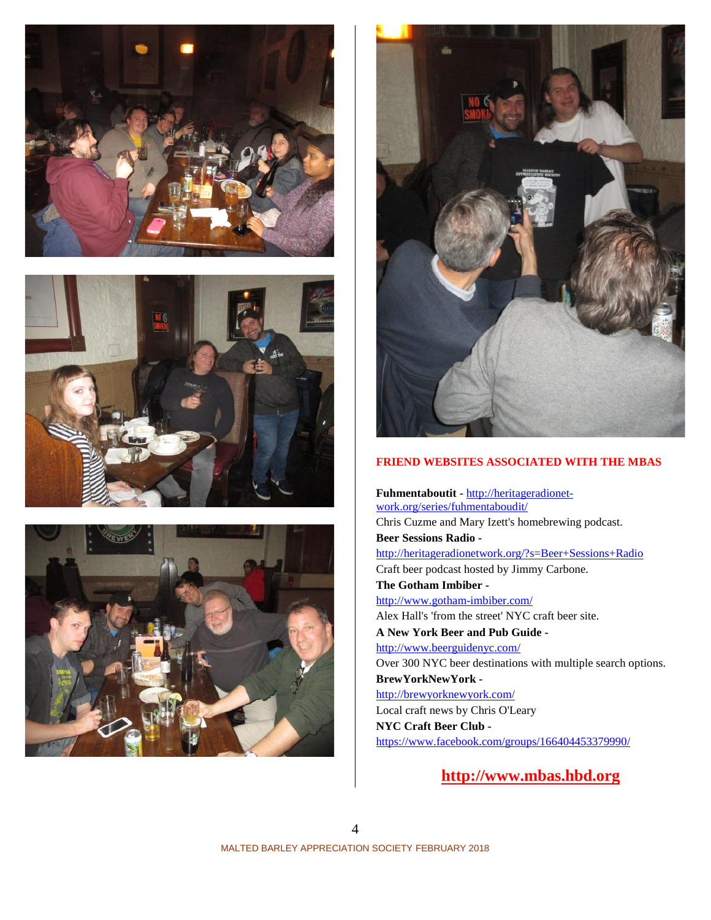## FRIEND WEBSITES ASSOCIATED WITH THE MBAS

**Fuhmentaboutit** - http://heritageradionetwork.org/series/fuhmentaboudit/
Chris Cuzme and Mary Izett's homebrewing podcast.

**Beer Sessions Radio** - http://heritageradionetwork.org/?s=Beer+Sessions+Radio
Craft beer podcast hosted by Jimmy Carbone.

**The Gotham Imbiber** - http://www.gotham-imbiber.com/
Alex Hall's 'from the street' NYC craft beer site.

**A New York Beer and Pub Guide** - http://www.beerguidenyc.com/
Over 300 NYC beer destinations with multiple search options.

**BrewYorkNewYork** - http://brewyorknewyork.com/
Local craft news by Chris O'Leary

**NYC Craft Beer Club** - https://www.facebook.com/groups/166404453379990/

**http://www.mbas.hbd.org**